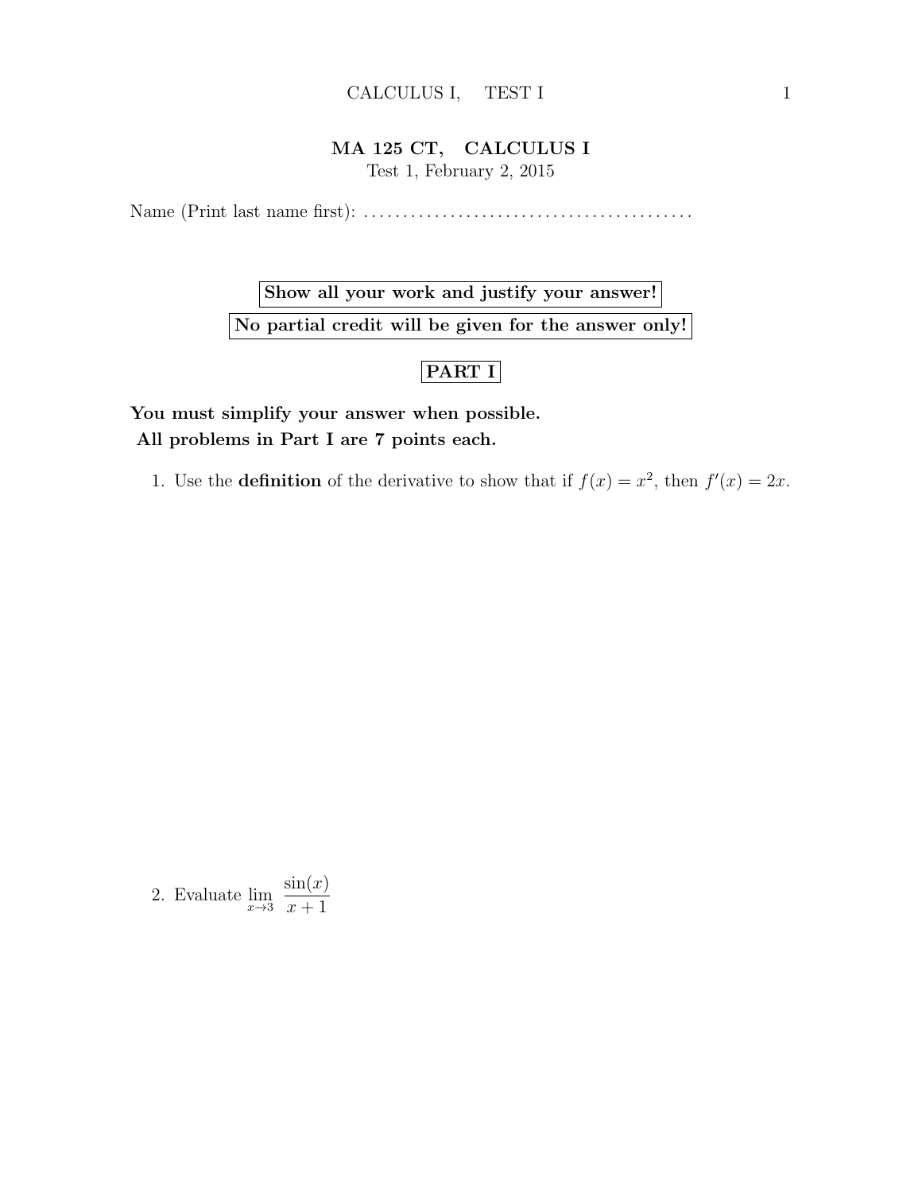# MA 125 CT, CALCULUS I

Test 1, February 2, 2015

Name (Print last name first): .........................................

**Show all your work and justify your answer!**

**No partial credit will be given for the answer only!**

## PART I

**You must simplify your answer when possible.**

**All problems in Part I are 7 points each.**

1. Use the **definition** of the derivative to show that if $f(x) = x^2$, then $f'(x) = 2x$.

2. Evaluate $\lim_{x \to 3} \dfrac{\sin(x)}{x+1}$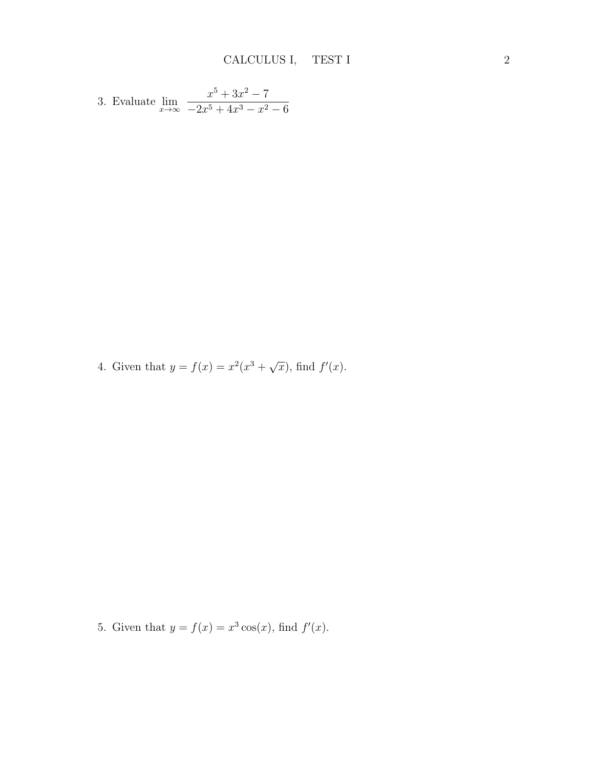3. Evaluate $\displaystyle\lim_{x\to\infty} \frac{x^5 + 3x^2 - 7}{-2x^5 + 4x^3 - x^2 - 6}$

4. Given that $y = f(x) = x^2(x^3 + \sqrt{x})$, find $f'(x)$.

5. Given that $y = f(x) = x^3 \cos(x)$, find $f'(x)$.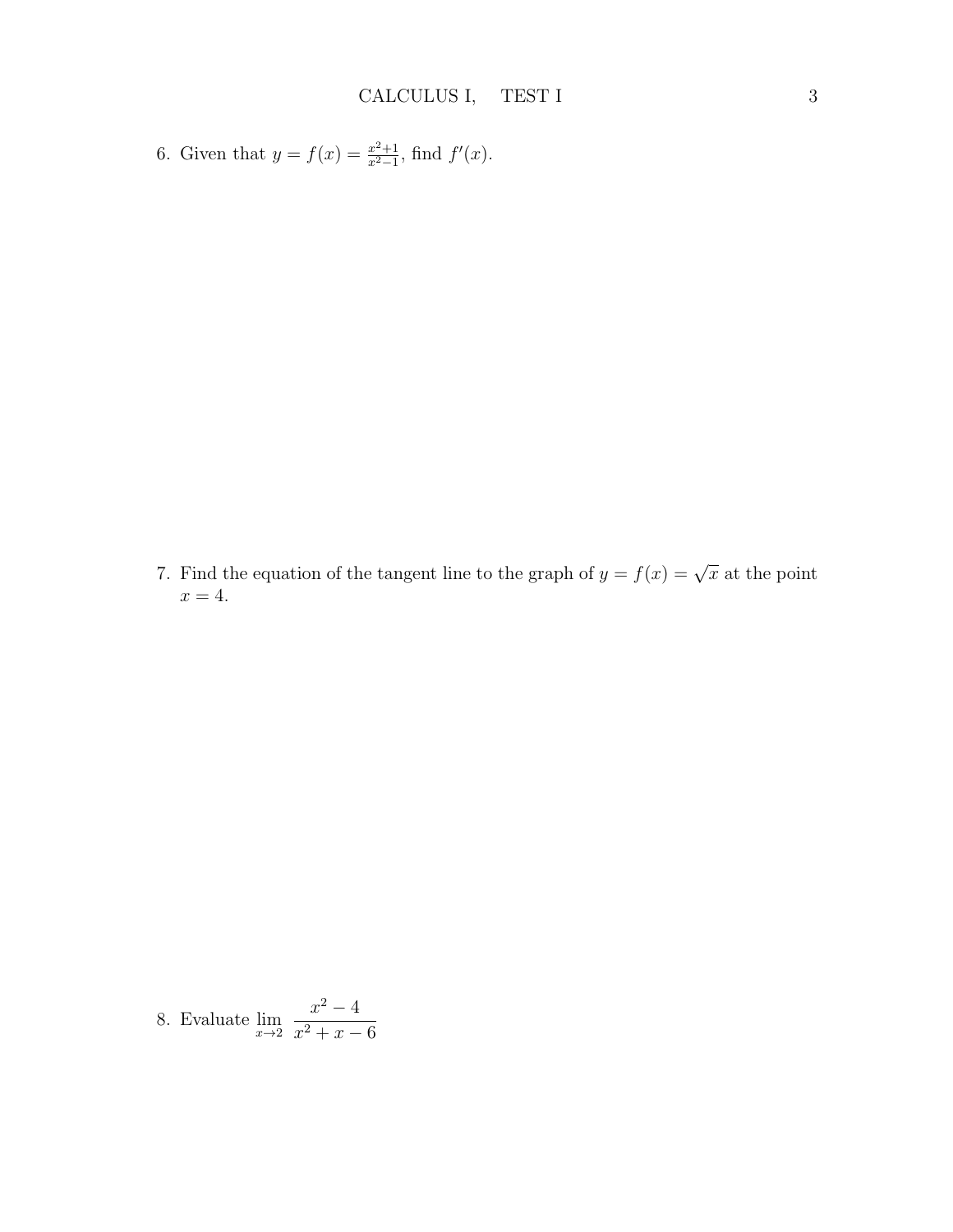6. Given that $y = f(x) = \frac{x^2+1}{x^2-1}$, find $f'(x)$.

7. Find the equation of the tangent line to the graph of $y = f(x) = \sqrt{x}$ at the point $x = 4$.

8. Evaluate $\lim_{x \to 2} \dfrac{x^2 - 4}{x^2 + x - 6}$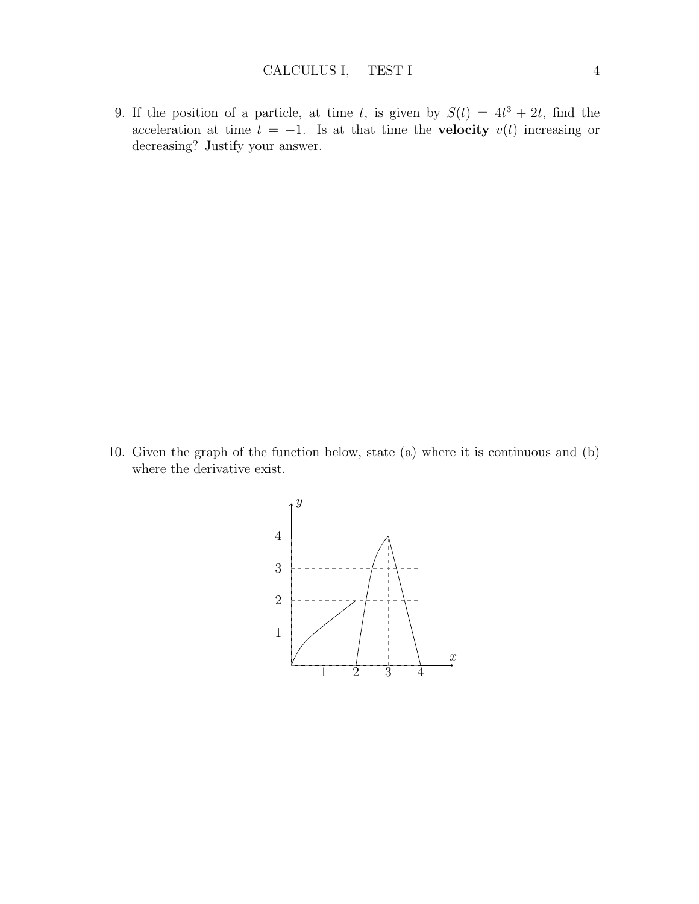9. If the position of a particle, at time $t$, is given by $S(t) = 4t^3 + 2t$, find the acceleration at time $t = -1$. Is at that time the **velocity** $v(t)$ increasing or decreasing? Justify your answer.

10. Given the graph of the function below, state (a) where it is continuous and (b) where the derivative exist.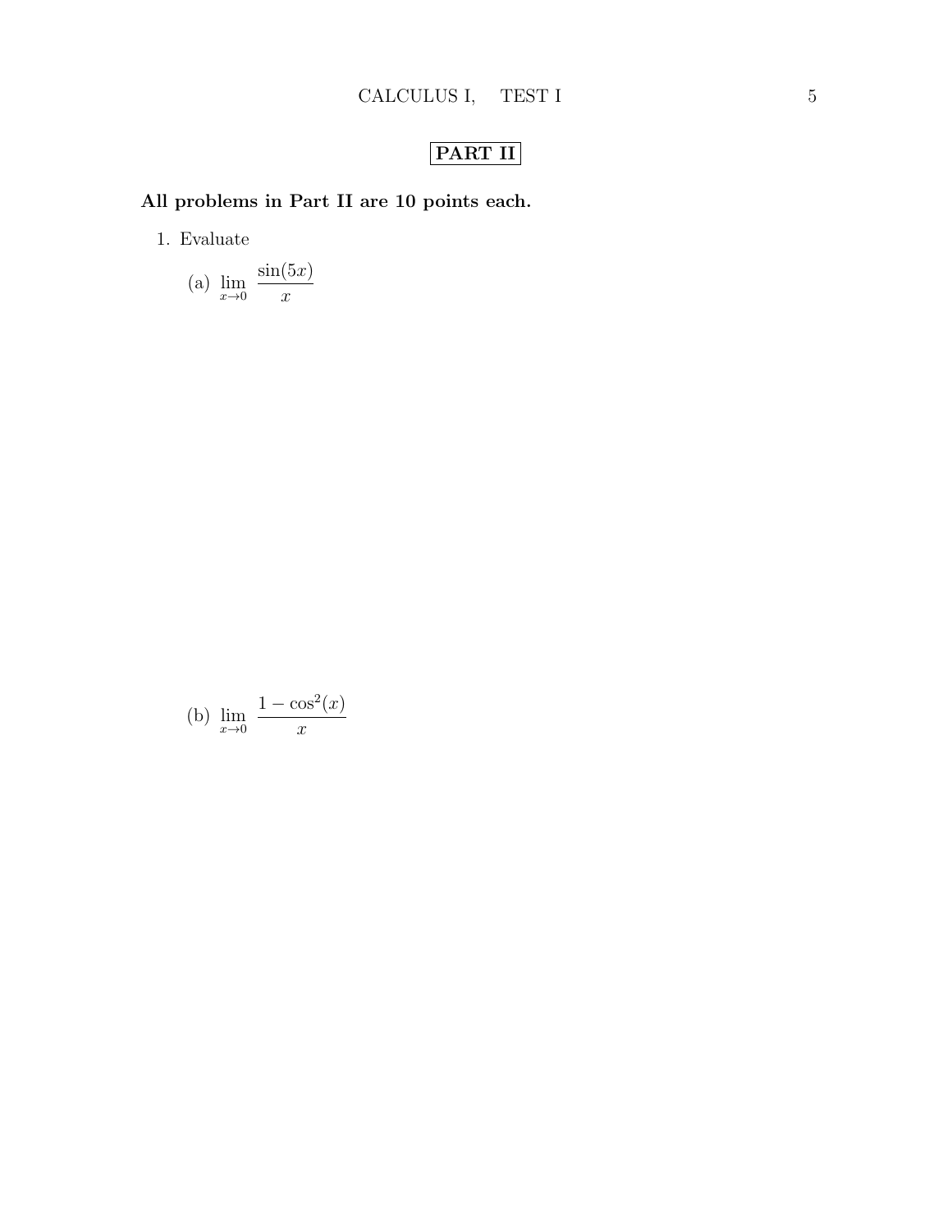## PART II

**All problems in Part II are 10 points each.**

1. Evaluate

   (a) $\lim_{x \to 0} \dfrac{\sin(5x)}{x}$

   (b) $\lim_{x \to 0} \dfrac{1 - \cos^2(x)}{x}$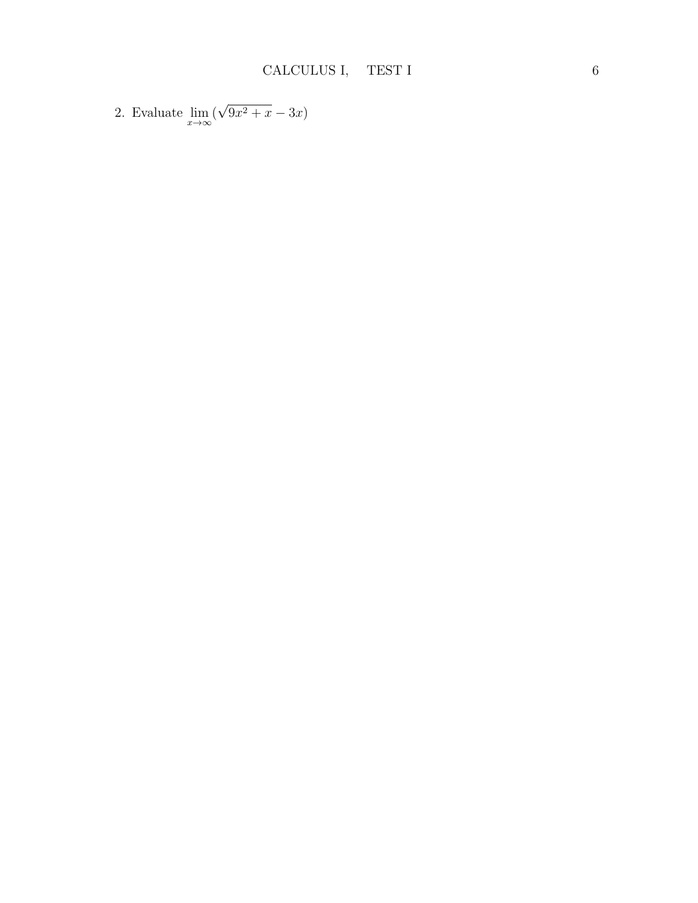2. Evaluate $\lim_{x \to \infty} (\sqrt{9x^2 + x} - 3x)$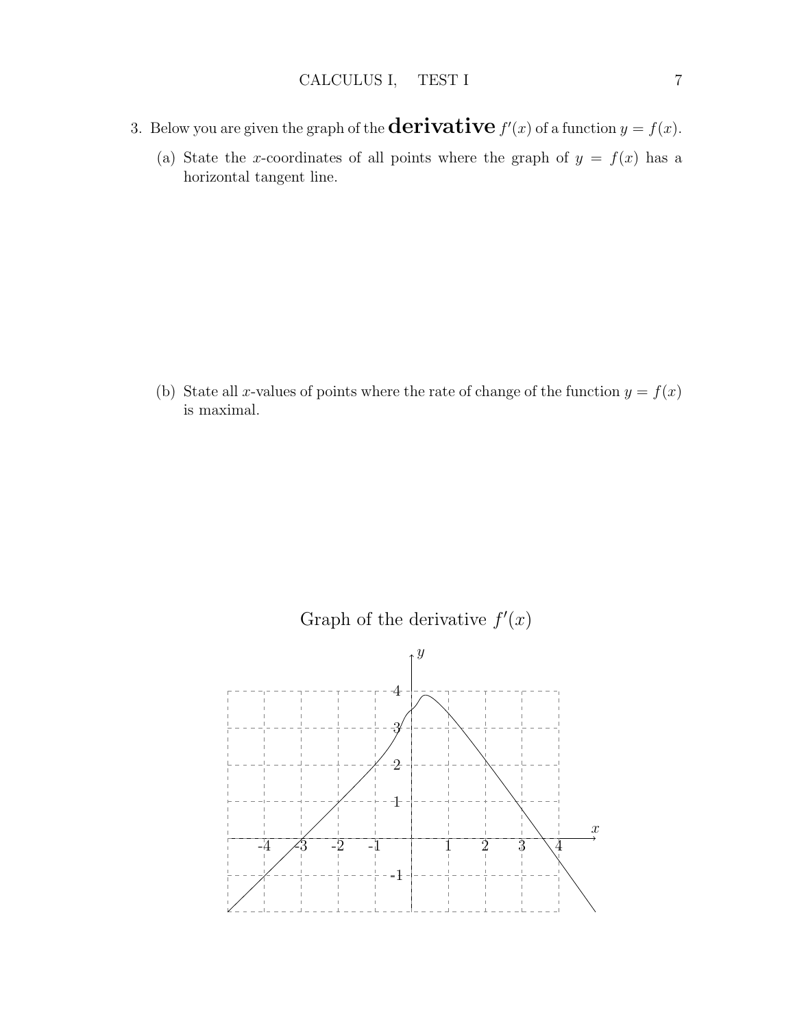3. Below you are given the graph of the **derivative** $f'(x)$ of a function $y = f(x)$.

   (a) State the $x$-coordinates of all points where the graph of $y = f(x)$ has a horizontal tangent line.

   (b) State all $x$-values of points where the rate of change of the function $y = f(x)$ is maximal.

Graph of the derivative $f'(x)$

$y$

$x$

4

3

2

1

-1

-4 -3 -2 -1 1 2 3 4